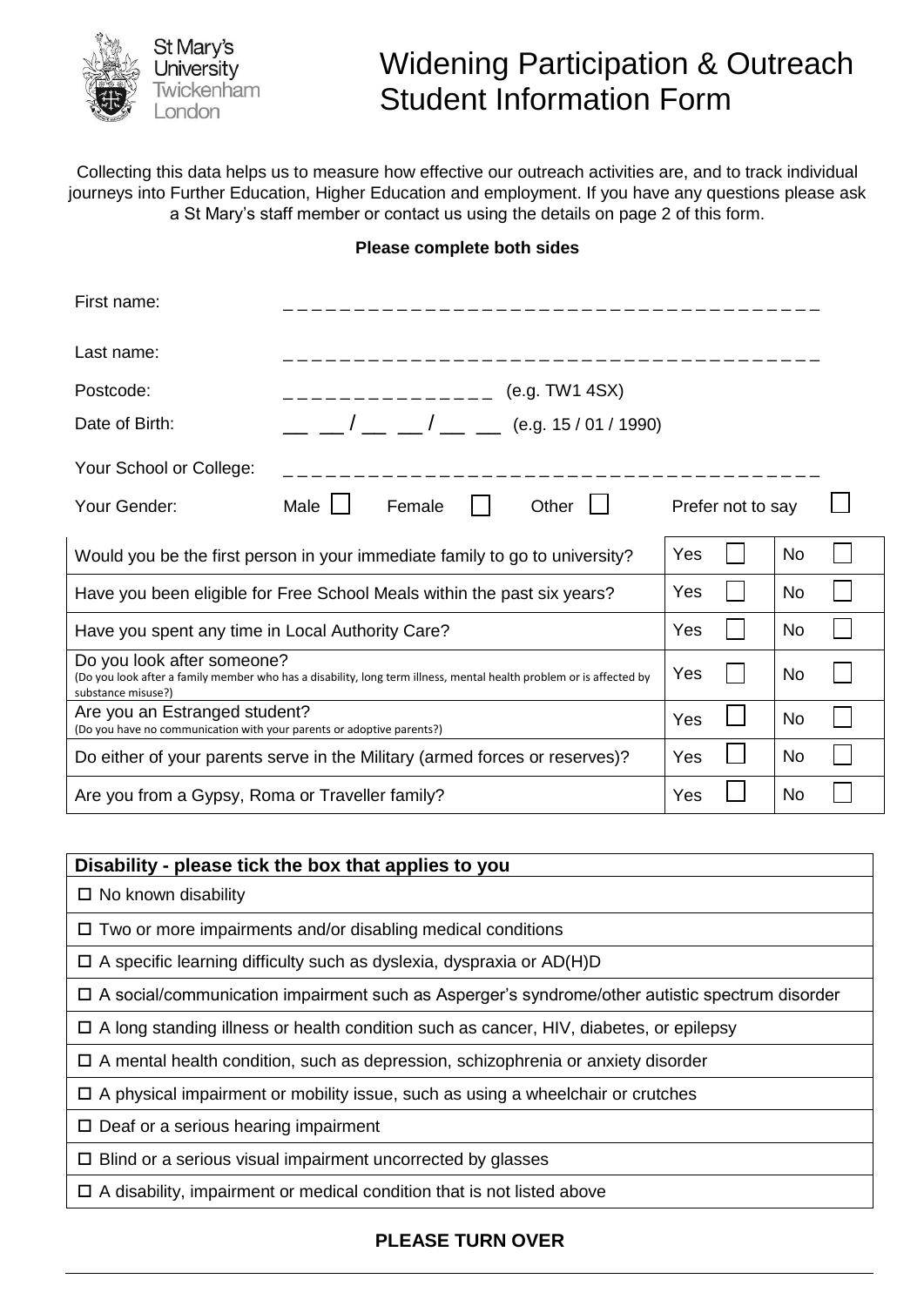St Mary's University Twickenham London

# Widening Participation & Outreach Student Information Form

Collecting this data helps us to measure how effective our outreach activities are, and to track individual journeys into Further Education, Higher Education and employment. If you have any questions please ask a St Mary's staff member or contact us using the details on page 2 of this form.

**Please complete both sides**

First name: _ _ _ _ _ _ _ _ _ _ _ _ _ _ _ _ _ _ _ _ _ _ _ _ _ _ _ _ _ _ _ _ _ _ _ _ _

Last name: _ _ _ _ _ _ _ _ _ _ _ _ _ _ _ _ _ _ _ _ _ _ _ _ _ _ _ _ _ _ _ _ _ _ _ _ _

Postcode: _ _ _ _ _ _ _ _ _ _ _ _ _ _ _ (e.g. TW1 4SX)

Date of Birth: __ __ / __ __ / __ __ (e.g. 15 / 01 / 1990)

Your School or College: _ _ _ _ _ _ _ _ _ _ _ _ _ _ _ _ _ _ _ _ _ _ _ _ _ _ _ _ _ _ _ _ _ _ _ _ _

Your Gender: Male ☐ Female ☐ Other ☐ Prefer not to say ☐

| Question | | |
|---|---|---|
| Would you be the first person in your immediate family to go to university? | Yes ☐ | No ☐ |
| Have you been eligible for Free School Meals within the past six years? | Yes ☐ | No ☐ |
| Have you spent any time in Local Authority Care? | Yes ☐ | No ☐ |
| Do you look after someone? (Do you look after a family member who has a disability, long term illness, mental health problem or is affected by substance misuse?) | Yes ☐ | No ☐ |
| Are you an Estranged student? (Do you have no communication with your parents or adoptive parents?) | Yes ☐ | No ☐ |
| Do either of your parents serve in the Military (armed forces or reserves)? | Yes ☐ | No ☐ |
| Are you from a Gypsy, Roma or Traveller family? | Yes ☐ | No ☐ |

| Disability - please tick the box that applies to you |
|---|
| ☐ No known disability |
| ☐ Two or more impairments and/or disabling medical conditions |
| ☐ A specific learning difficulty such as dyslexia, dyspraxia or AD(H)D |
| ☐ A social/communication impairment such as Asperger's syndrome/other autistic spectrum disorder |
| ☐ A long standing illness or health condition such as cancer, HIV, diabetes, or epilepsy |
| ☐ A mental health condition, such as depression, schizophrenia or anxiety disorder |
| ☐ A physical impairment or mobility issue, such as using a wheelchair or crutches |
| ☐ Deaf or a serious hearing impairment |
| ☐ Blind or a serious visual impairment uncorrected by glasses |
| ☐ A disability, impairment or medical condition that is not listed above |

**PLEASE TURN OVER**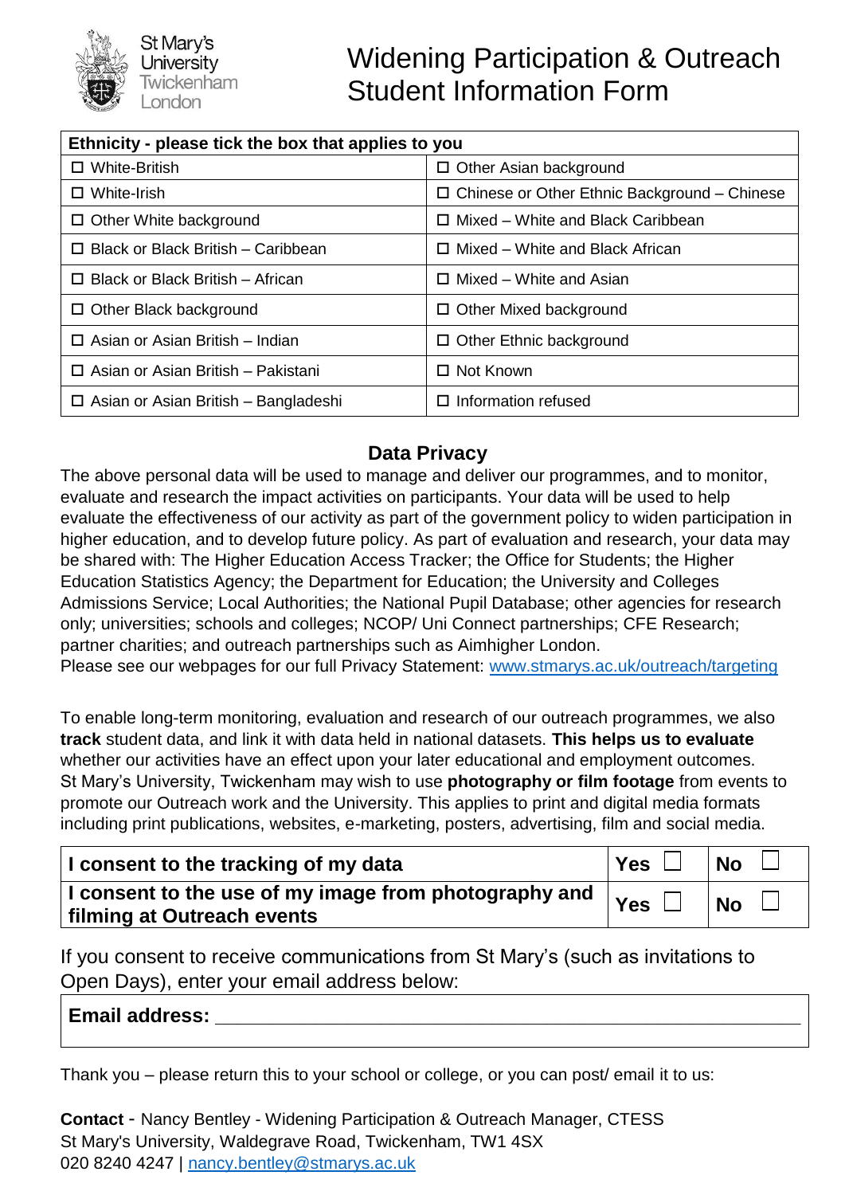St Mary's University Twickenham London

# Widening Participation & Outreach Student Information Form

| Ethnicity - please tick the box that applies to you | |
|---|---|
| ☐ White-British | ☐ Other Asian background |
| ☐ White-Irish | ☐ Chinese or Other Ethnic Background – Chinese |
| ☐ Other White background | ☐ Mixed – White and Black Caribbean |
| ☐ Black or Black British – Caribbean | ☐ Mixed – White and Black African |
| ☐ Black or Black British – African | ☐ Mixed – White and Asian |
| ☐ Other Black background | ☐ Other Mixed background |
| ☐ Asian or Asian British – Indian | ☐ Other Ethnic background |
| ☐ Asian or Asian British – Pakistani | ☐ Not Known |
| ☐ Asian or Asian British – Bangladeshi | ☐ Information refused |

## Data Privacy

The above personal data will be used to manage and deliver our programmes, and to monitor, evaluate and research the impact activities on participants. Your data will be used to help evaluate the effectiveness of our activity as part of the government policy to widen participation in higher education, and to develop future policy. As part of evaluation and research, your data may be shared with: The Higher Education Access Tracker; the Office for Students; the Higher Education Statistics Agency; the Department for Education; the University and Colleges Admissions Service; Local Authorities; the National Pupil Database; other agencies for research only; universities; schools and colleges; NCOP/ Uni Connect partnerships; CFE Research; partner charities; and outreach partnerships such as Aimhigher London.
Please see our webpages for our full Privacy Statement: www.stmarys.ac.uk/outreach/targeting

To enable long-term monitoring, evaluation and research of our outreach programmes, we also **track** student data, and link it with data held in national datasets. **This helps us to evaluate** whether our activities have an effect upon your later educational and employment outcomes.
St Mary's University, Twickenham may wish to use **photography or film footage** from events to promote our Outreach work and the University. This applies to print and digital media formats including print publications, websites, e-marketing, posters, advertising, film and social media.

| | | |
|---|---|---|
| **I consent to the tracking of my data** | **Yes** ☐ | **No** ☐ |
| **I consent to the use of my image from photography and filming at Outreach events** | **Yes** ☐ | **No** ☐ |

If you consent to receive communications from St Mary's (such as invitations to Open Days), enter your email address below:

**Email address:** ______________________________

Thank you – please return this to your school or college, or you can post/ email it to us:

**Contact** - Nancy Bentley - Widening Participation & Outreach Manager, CTESS
St Mary's University, Waldegrave Road, Twickenham, TW1 4SX
020 8240 4247 | nancy.bentley@stmarys.ac.uk